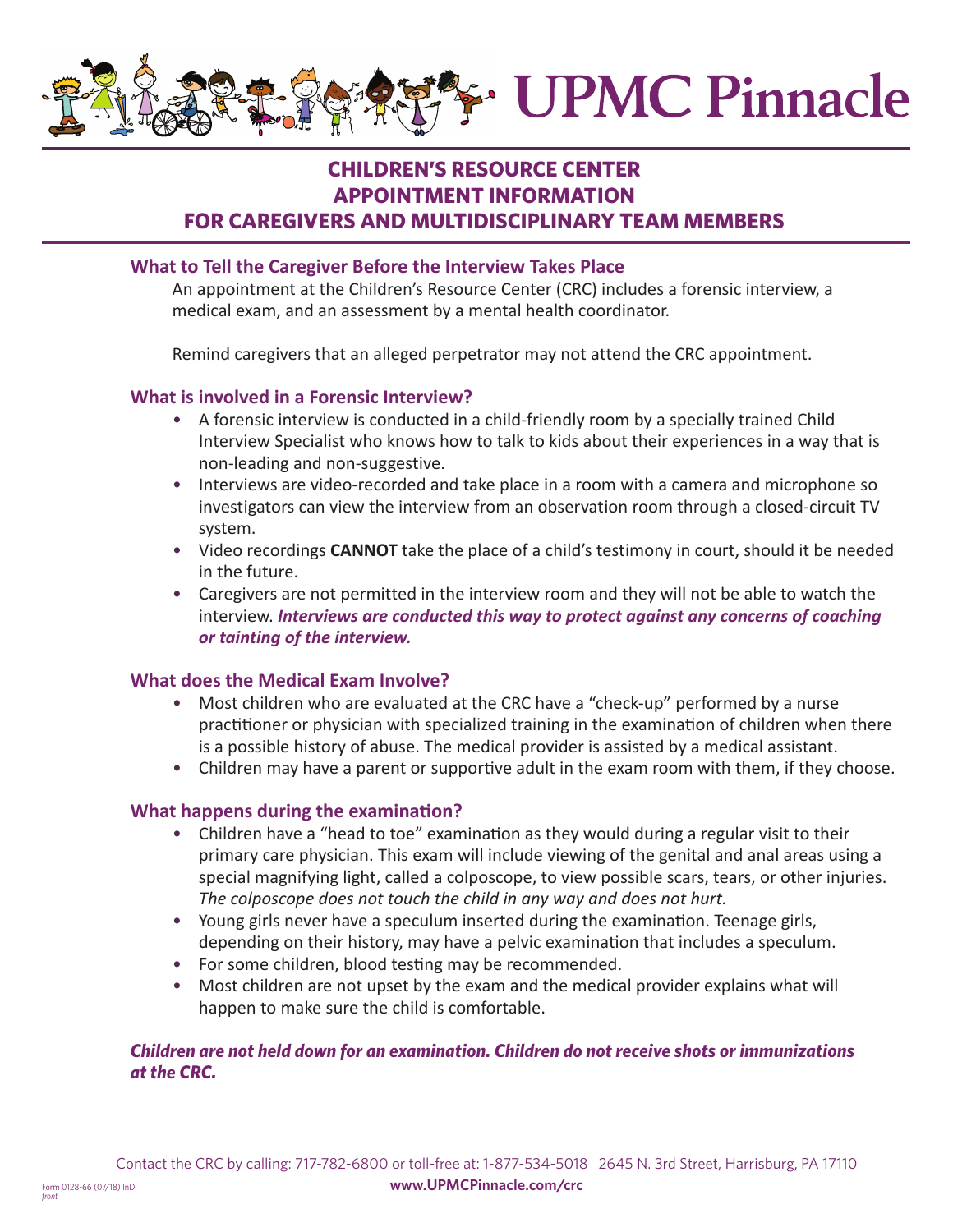# UPMC Pinnacle

## CHILDREN'S RESOURCE CENTER APPOINTMENT INFORMATION FOR CAREGIVERS AND MULTIDISCIPLINARY TEAM MEMBERS

### What to Tell the Caregiver Before the Interview Takes Place

An appointment at the Children's Resource Center (CRC) includes a forensic interview, a medical exam, and an assessment by a mental health coordinator.

Remind caregivers that an alleged perpetrator may not attend the CRC appointment.

### What is involved in a Forensic Interview?

- A forensic interview is conducted in a child-friendly room by a specially trained Child Interview Specialist who knows how to talk to kids about their experiences in a way that is non-leading and non-suggestive.
- Interviews are video-recorded and take place in a room with a camera and microphone so investigators can view the interview from an observation room through a closed-circuit TV system.
- Video recordings **CANNOT** take the place of a child's testimony in court, should it be needed in the future.
- Caregivers are not permitted in the interview room and they will not be able to watch the interview. ***Interviews are conducted this way to protect against any concerns of coaching or tainting of the interview.***

### What does the Medical Exam Involve?

- Most children who are evaluated at the CRC have a "check-up" performed by a nurse practitioner or physician with specialized training in the examination of children when there is a possible history of abuse. The medical provider is assisted by a medical assistant.
- Children may have a parent or supportive adult in the exam room with them, if they choose.

### What happens during the examination?

- Children have a "head to toe" examination as they would during a regular visit to their primary care physician. This exam will include viewing of the genital and anal areas using a special magnifying light, called a colposcope, to view possible scars, tears, or other injuries. *The colposcope does not touch the child in any way and does not hurt.*
- Young girls never have a speculum inserted during the examination. Teenage girls, depending on their history, may have a pelvic examination that includes a speculum.
- For some children, blood testing may be recommended.
- Most children are not upset by the exam and the medical provider explains what will happen to make sure the child is comfortable.

***Children are not held down for an examination. Children do not receive shots or immunizations at the CRC.***

Contact the CRC by calling: 717-782-6800 or toll-free at: 1-877-534-5018 2645 N. 3rd Street, Harrisburg, PA 17110

**www.UPMCPinnacle.com/crc**

Form 0128-66 (07/18) InD
*front*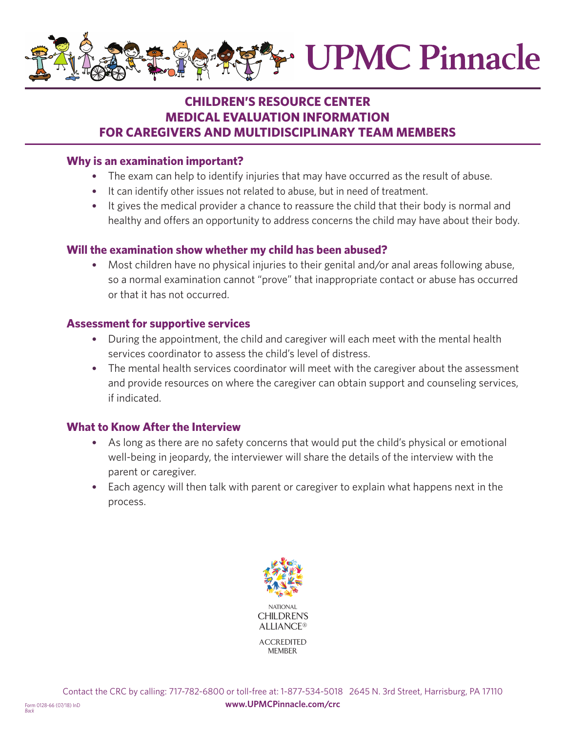UPMC Pinnacle

## CHILDREN'S RESOURCE CENTER MEDICAL EVALUATION INFORMATION FOR CAREGIVERS AND MULTIDISCIPLINARY TEAM MEMBERS

### Why is an examination important?

- The exam can help to identify injuries that may have occurred as the result of abuse.
- It can identify other issues not related to abuse, but in need of treatment.
- It gives the medical provider a chance to reassure the child that their body is normal and healthy and offers an opportunity to address concerns the child may have about their body.

### Will the examination show whether my child has been abused?

- Most children have no physical injuries to their genital and/or anal areas following abuse, so a normal examination cannot "prove" that inappropriate contact or abuse has occurred or that it has not occurred.

### Assessment for supportive services

- During the appointment, the child and caregiver will each meet with the mental health services coordinator to assess the child's level of distress.
- The mental health services coordinator will meet with the caregiver about the assessment and provide resources on where the caregiver can obtain support and counseling services, if indicated.

### What to Know After the Interview

- As long as there are no safety concerns that would put the child's physical or emotional well-being in jeopardy, the interviewer will share the details of the interview with the parent or caregiver.
- Each agency will then talk with parent or caregiver to explain what happens next in the process.

NATIONAL CHILDREN'S ALLIANCE®

ACCREDITED MEMBER

Contact the CRC by calling: 717-782-6800 or toll-free at: 1-877-534-5018 2645 N. 3rd Street, Harrisburg, PA 17110

**www.UPMCPinnacle.com/crc**

Form 0128-66 (07/18) InD *Back*